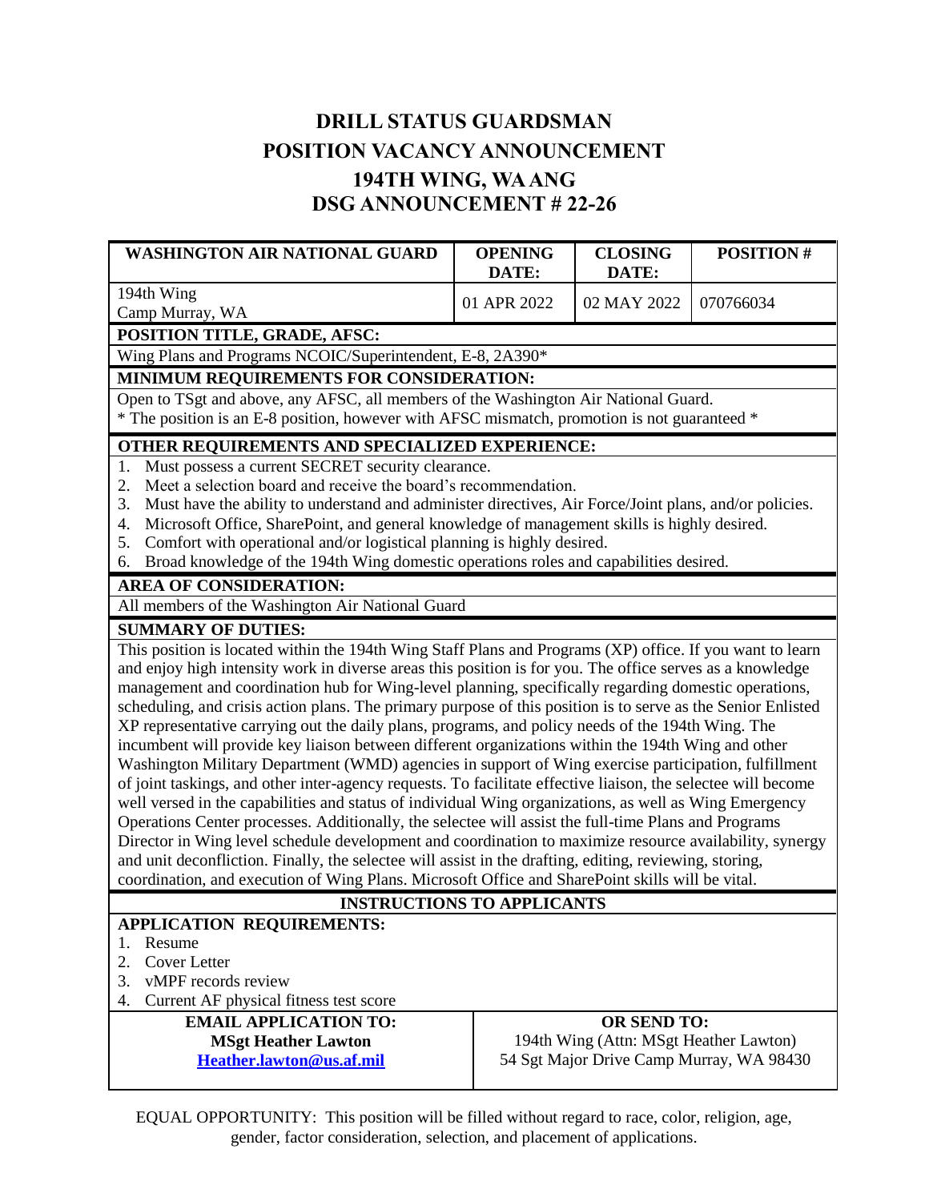# DRILL STATUS GUARDSMAN
# POSITION VACANCY ANNOUNCEMENT
# 194TH WING, WA ANG
# DSG ANNOUNCEMENT # 22-26

| WASHINGTON AIR NATIONAL GUARD | OPENING DATE: | CLOSING DATE: | POSITION # |
|---|---|---|---|
| 194th Wing<br>Camp Murray, WA | 01 APR 2022 | 02 MAY 2022 | 070766034 |

**POSITION TITLE, GRADE, AFSC:**

Wing Plans and Programs NCOIC/Superintendent, E-8, 2A390*

**MINIMUM REQUIREMENTS FOR CONSIDERATION:**

Open to TSgt and above, any AFSC, all members of the Washington Air National Guard.
* The position is an E-8 position, however with AFSC mismatch, promotion is not guaranteed *

**OTHER REQUIREMENTS AND SPECIALIZED EXPERIENCE:**

1. Must possess a current SECRET security clearance.
2. Meet a selection board and receive the board's recommendation.
3. Must have the ability to understand and administer directives, Air Force/Joint plans, and/or policies.
4. Microsoft Office, SharePoint, and general knowledge of management skills is highly desired.
5. Comfort with operational and/or logistical planning is highly desired.
6. Broad knowledge of the 194th Wing domestic operations roles and capabilities desired.

**AREA OF CONSIDERATION:**

All members of the Washington Air National Guard

**SUMMARY OF DUTIES:**

This position is located within the 194th Wing Staff Plans and Programs (XP) office. If you want to learn and enjoy high intensity work in diverse areas this position is for you. The office serves as a knowledge management and coordination hub for Wing-level planning, specifically regarding domestic operations, scheduling, and crisis action plans. The primary purpose of this position is to serve as the Senior Enlisted XP representative carrying out the daily plans, programs, and policy needs of the 194th Wing. The incumbent will provide key liaison between different organizations within the 194th Wing and other Washington Military Department (WMD) agencies in support of Wing exercise participation, fulfillment of joint taskings, and other inter-agency requests. To facilitate effective liaison, the selectee will become well versed in the capabilities and status of individual Wing organizations, as well as Wing Emergency Operations Center processes. Additionally, the selectee will assist the full-time Plans and Programs Director in Wing level schedule development and coordination to maximize resource availability, synergy and unit deconfliction. Finally, the selectee will assist in the drafting, editing, reviewing, storing, coordination, and execution of Wing Plans. Microsoft Office and SharePoint skills will be vital.

**INSTRUCTIONS TO APPLICANTS**

**APPLICATION REQUIREMENTS:**

1. Resume
2. Cover Letter
3. vMPF records review
4. Current AF physical fitness test score

| EMAIL APPLICATION TO: | OR SEND TO: |
|---|---|
| **MSgt Heather Lawton**<br>**Heather.lawton@us.af.mil** | 194th Wing (Attn: MSgt Heather Lawton)<br>54 Sgt Major Drive Camp Murray, WA 98430 |

EQUAL OPPORTUNITY: This position will be filled without regard to race, color, religion, age, gender, factor consideration, selection, and placement of applications.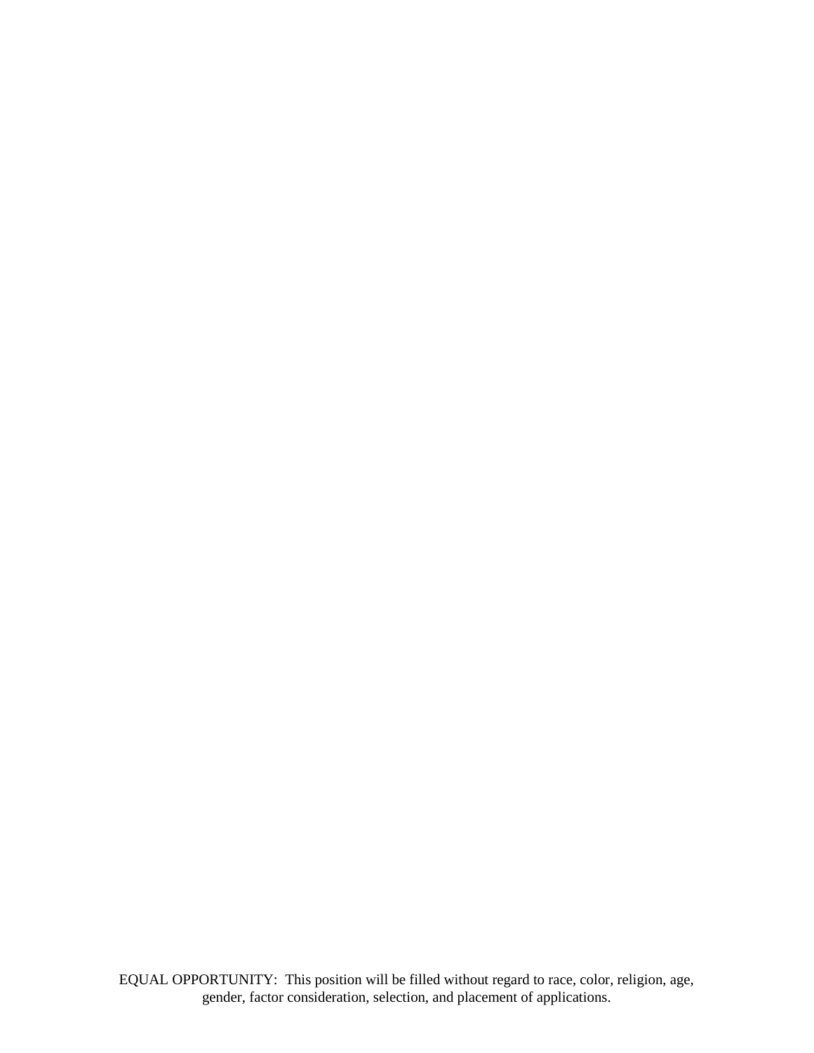EQUAL OPPORTUNITY:  This position will be filled without regard to race, color, religion, age, gender, factor consideration, selection, and placement of applications.